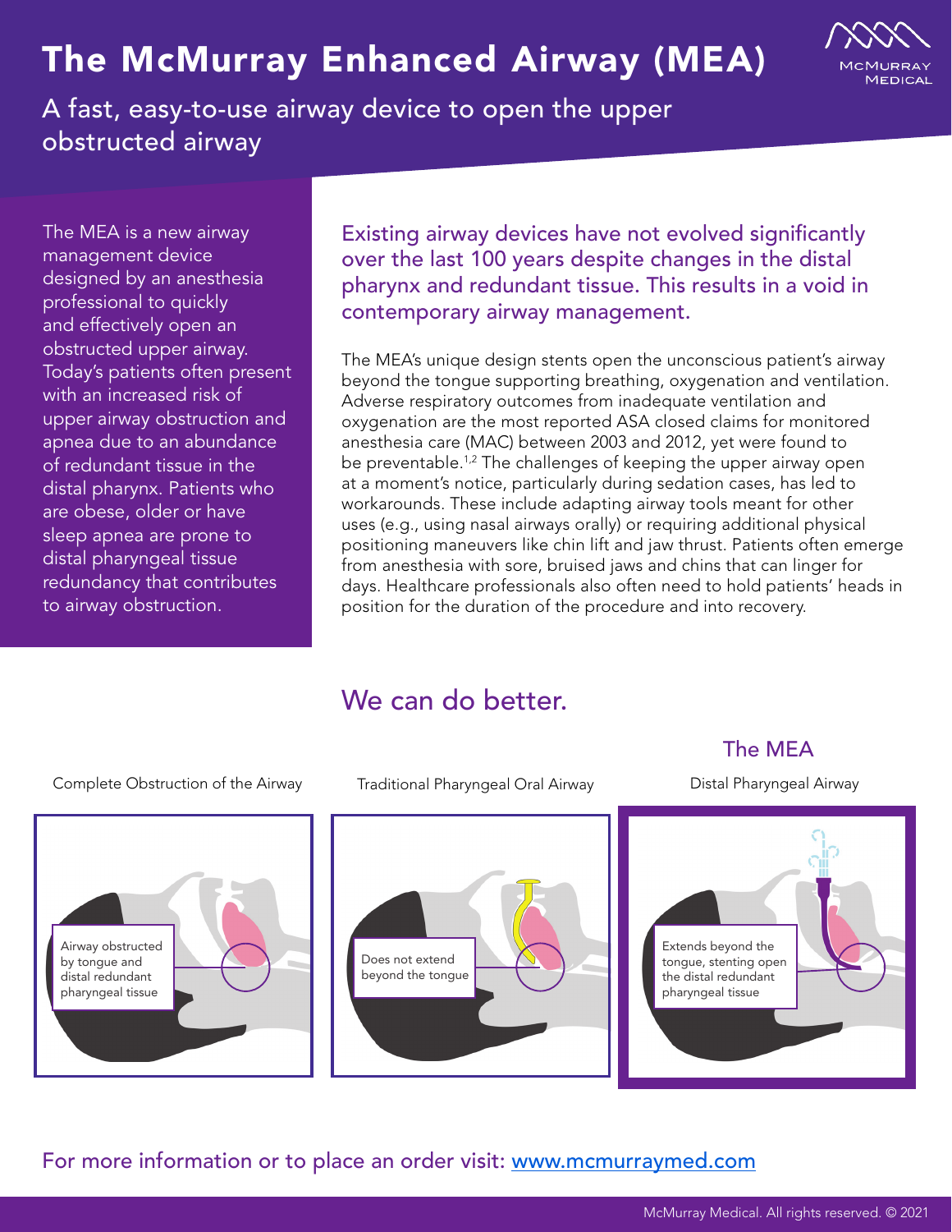# The McMurray Enhanced Airway (MEA)

A fast, easy-to-use airway device to open the upper obstructed airway

The MEA is a new airway management device designed by an anesthesia professional to quickly and effectively open an obstructed upper airway. Today's patients often present with an increased risk of upper airway obstruction and apnea due to an abundance of redundant tissue in the distal pharynx. Patients who are obese, older or have sleep apnea are prone to distal pharyngeal tissue redundancy that contributes to airway obstruction.

## Existing airway devices have not evolved significantly over the last 100 years despite changes in the distal pharynx and redundant tissue. This results in a void in contemporary airway management.

The MEA's unique design stents open the unconscious patient's airway beyond the tongue supporting breathing, oxygenation and ventilation. Adverse respiratory outcomes from inadequate ventilation and oxygenation are the most reported ASA closed claims for monitored anesthesia care (MAC) between 2003 and 2012, yet were found to be preventable.[1,2] The challenges of keeping the upper airway open at a moment's notice, particularly during sedation cases, has led to workarounds. These include adapting airway tools meant for other uses (e.g., using nasal airways orally) or requiring additional physical positioning maneuvers like chin lift and jaw thrust. Patients often emerge from anesthesia with sore, bruised jaws and chins that can linger for days. Healthcare professionals also often need to hold patients' heads in position for the duration of the procedure and into recovery.

## We can do better.

Complete Obstruction of the Airway

Airway obstructed by tongue and distal redundant pharyngeal tissue

Traditional Pharyngeal Oral Airway

Does not extend beyond the tongue

### The MEA

Distal Pharyngeal Airway

Extends beyond the tongue, stenting open the distal redundant pharyngeal tissue

For more information or to place an order visit: [www.mcmurraymed.com](http://www.mcmurraymed.com)

McMurray Medical. All rights reserved. © 2021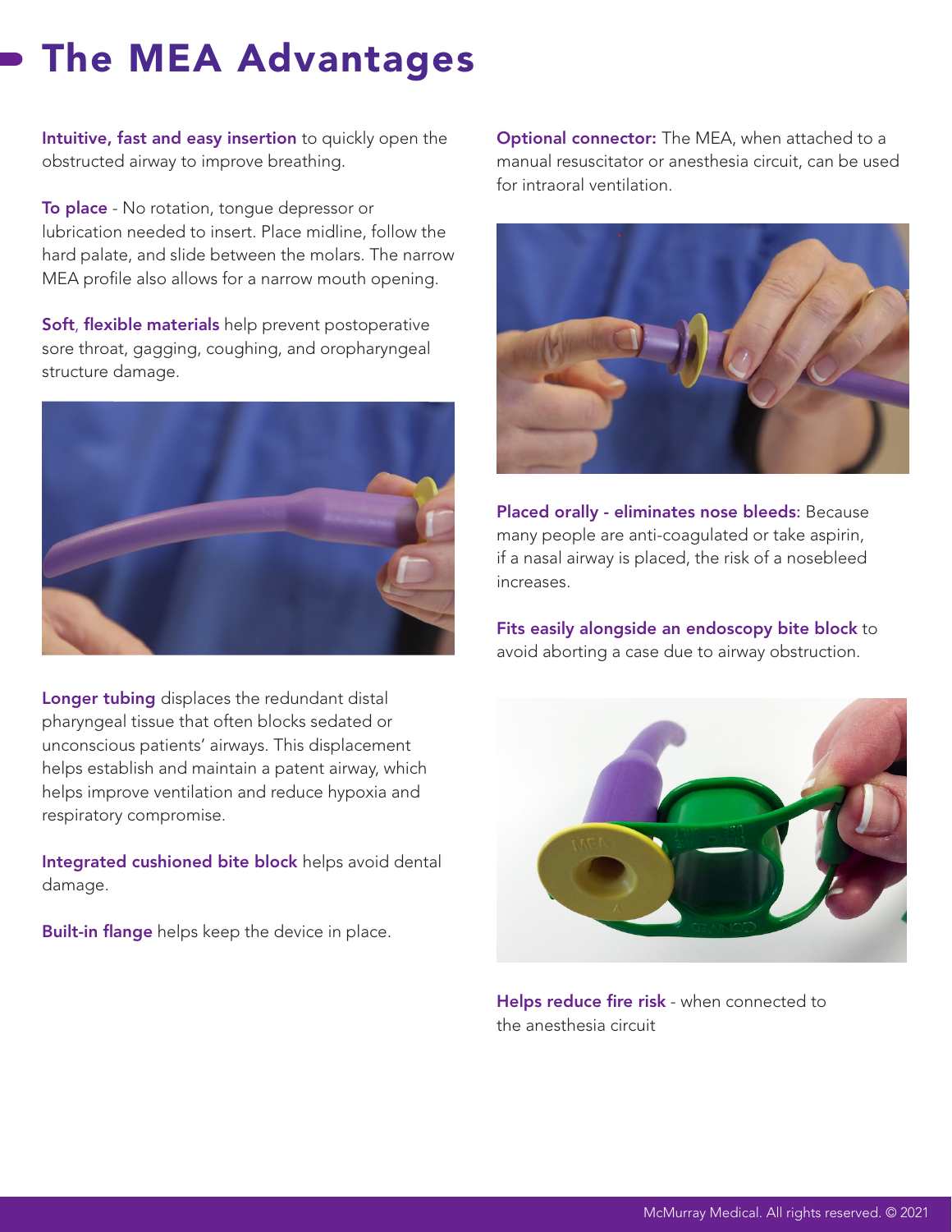# The MEA Advantages

**Intuitive, fast and easy insertion** to quickly open the obstructed airway to improve breathing.

**To place** - No rotation, tongue depressor or lubrication needed to insert. Place midline, follow the hard palate, and slide between the molars. The narrow MEA profile also allows for a narrow mouth opening.

**Soft**, **flexible materials** help prevent postoperative sore throat, gagging, coughing, and oropharyngeal structure damage.

**Longer tubing** displaces the redundant distal pharyngeal tissue that often blocks sedated or unconscious patients' airways. This displacement helps establish and maintain a patent airway, which helps improve ventilation and reduce hypoxia and respiratory compromise.

**Integrated cushioned bite block** helps avoid dental damage.

**Built-in flange** helps keep the device in place.

**Optional connector:** The MEA, when attached to a manual resuscitator or anesthesia circuit, can be used for intraoral ventilation.

**Placed orally - eliminates nose bleeds:** Because many people are anti-coagulated or take aspirin, if a nasal airway is placed, the risk of a nosebleed increases.

**Fits easily alongside an endoscopy bite block** to avoid aborting a case due to airway obstruction.

**Helps reduce fire risk** - when connected to the anesthesia circuit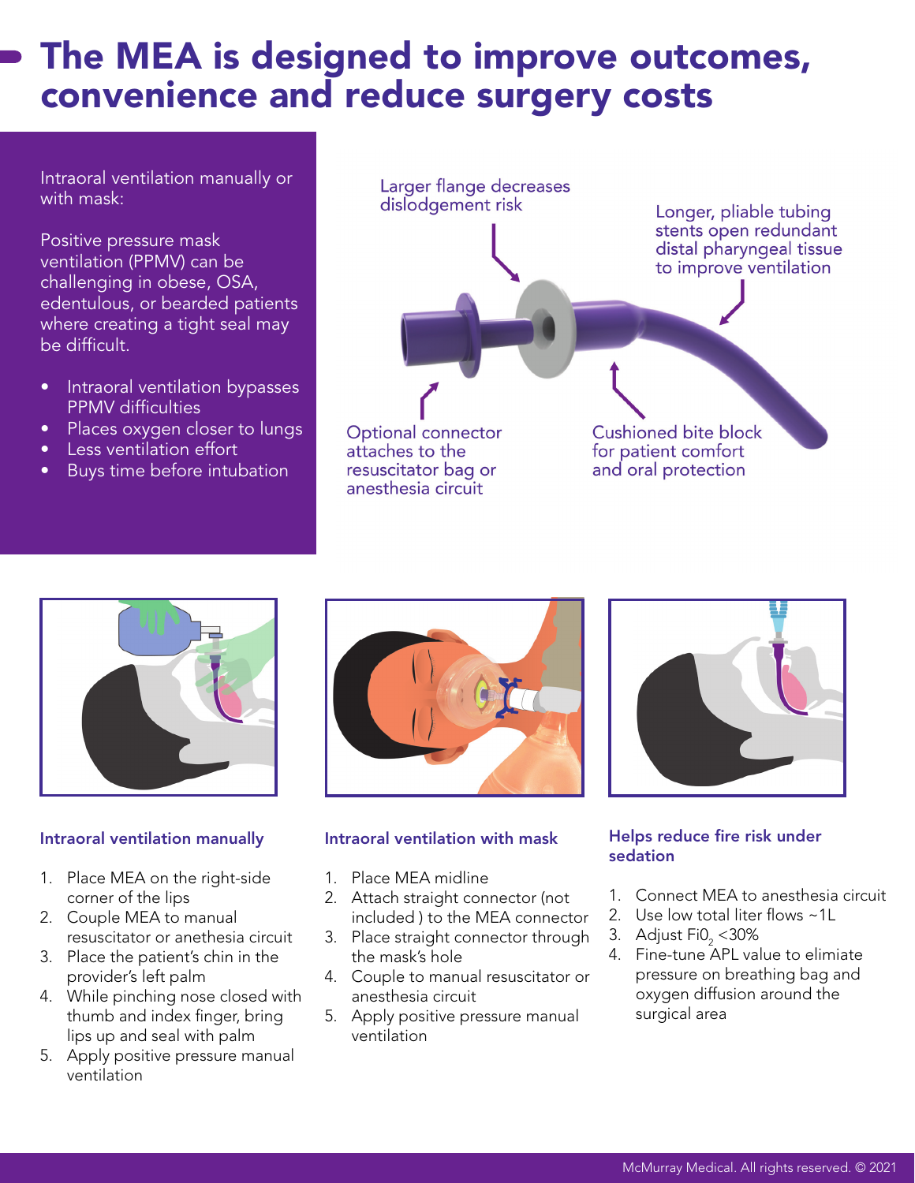# The MEA is designed to improve outcomes, convenience and reduce surgery costs

Intraoral ventilation manually or with mask:

Positive pressure mask ventilation (PPMV) can be challenging in obese, OSA, edentulous, or bearded patients where creating a tight seal may be difficult.

- Intraoral ventilation bypasses PPMV difficulties
- Places oxygen closer to lungs
- Less ventilation effort
- Buys time before intubation

Larger flange decreases dislodgement risk

Longer, pliable tubing stents open redundant distal pharyngeal tissue to improve ventilation

Optional connector attaches to the resuscitator bag or anesthesia circuit

Cushioned bite block for patient comfort and oral protection

### Intraoral ventilation manually

1. Place MEA on the right-side corner of the lips
2. Couple MEA to manual resuscitator or anethesia circuit
3. Place the patient's chin in the provider's left palm
4. While pinching nose closed with thumb and index finger, bring lips up and seal with palm
5. Apply positive pressure manual ventilation

### Intraoral ventilation with mask

1. Place MEA midline
2. Attach straight connector (not included ) to the MEA connector
3. Place straight connector through the mask's hole
4. Couple to manual resuscitator or anesthesia circuit
5. Apply positive pressure manual ventilation

### Helps reduce fire risk under sedation

1. Connect MEA to anesthesia circuit
2. Use low total liter flows ~1L
3. Adjust $Fi0_2$ <30%
4. Fine-tune APL value to elimiate pressure on breathing bag and oxygen diffusion around the surgical area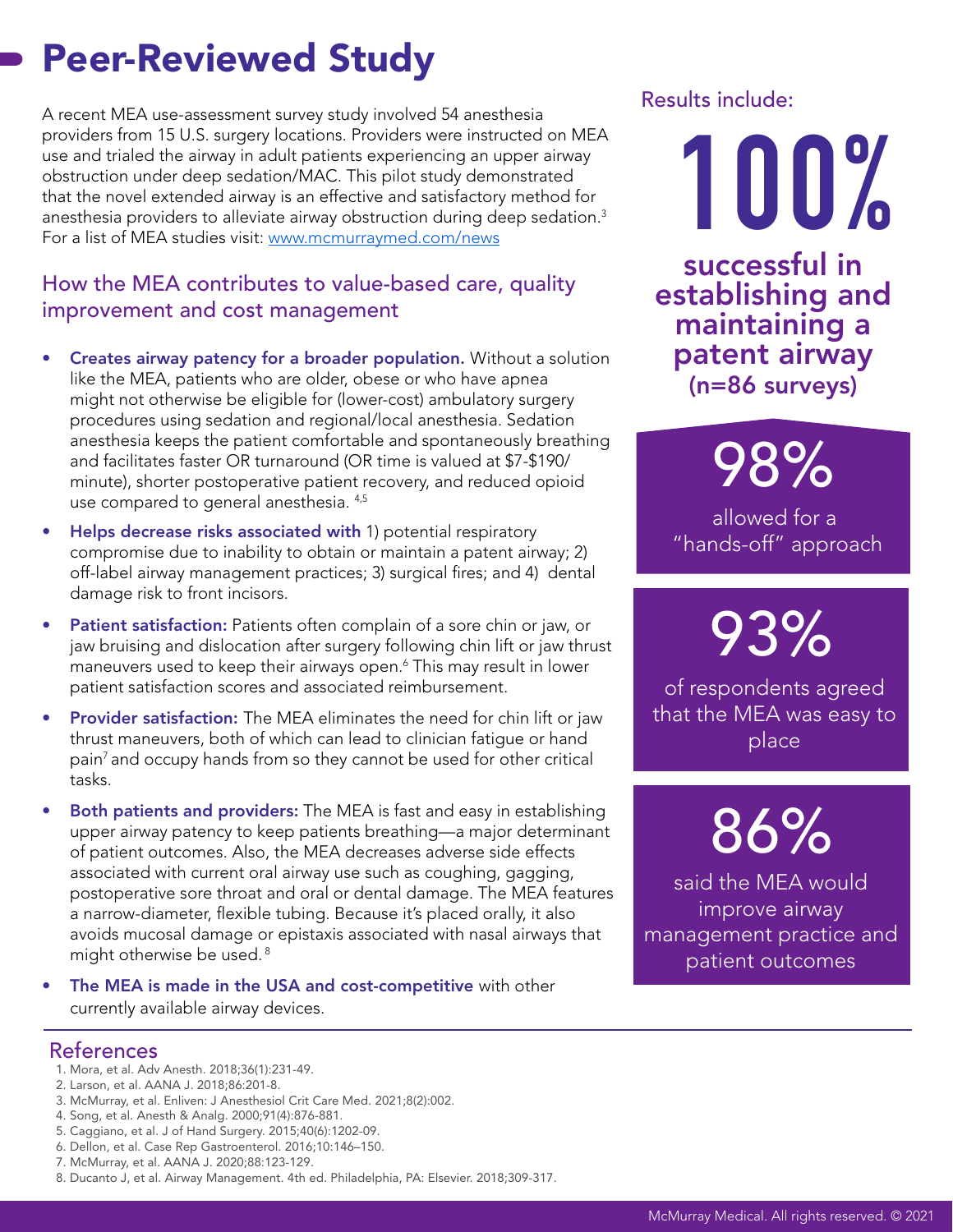# Peer-Reviewed Study

A recent MEA use-assessment survey study involved 54 anesthesia providers from 15 U.S. surgery locations. Providers were instructed on MEA use and trialed the airway in adult patients experiencing an upper airway obstruction under deep sedation/MAC. This pilot study demonstrated that the novel extended airway is an effective and satisfactory method for anesthesia providers to alleviate airway obstruction during deep sedation.[3] For a list of MEA studies visit: www.mcmurraymed.com/news

## How the MEA contributes to value-based care, quality improvement and cost management

- **Creates airway patency for a broader population.** Without a solution like the MEA, patients who are older, obese or who have apnea might not otherwise be eligible for (lower-cost) ambulatory surgery procedures using sedation and regional/local anesthesia. Sedation anesthesia keeps the patient comfortable and spontaneously breathing and facilitates faster OR turnaround (OR time is valued at $7-$190/minute), shorter postoperative patient recovery, and reduced opioid use compared to general anesthesia.[4,5]
- **Helps decrease risks associated with** 1) potential respiratory compromise due to inability to obtain or maintain a patent airway; 2) off-label airway management practices; 3) surgical fires; and 4) dental damage risk to front incisors.
- **Patient satisfaction:** Patients often complain of a sore chin or jaw, or jaw bruising and dislocation after surgery following chin lift or jaw thrust maneuvers used to keep their airways open.[6] This may result in lower patient satisfaction scores and associated reimbursement.
- **Provider satisfaction:** The MEA eliminates the need for chin lift or jaw thrust maneuvers, both of which can lead to clinician fatigue or hand pain[7] and occupy hands from so they cannot be used for other critical tasks.
- **Both patients and providers:** The MEA is fast and easy in establishing upper airway patency to keep patients breathing—a major determinant of patient outcomes. Also, the MEA decreases adverse side effects associated with current oral airway use such as coughing, gagging, postoperative sore throat and oral or dental damage. The MEA features a narrow-diameter, flexible tubing. Because it's placed orally, it also avoids mucosal damage or epistaxis associated with nasal airways that might otherwise be used.[8]
- **The MEA is made in the USA and cost-competitive** with other currently available airway devices.

Results include:

**100%**

**successful in establishing and maintaining a patent airway (n=86 surveys)**

**98%**

allowed for a "hands-off" approach

**93%**

of respondents agreed that the MEA was easy to place

**86%**

said the MEA would improve airway management practice and patient outcomes

## References

1. Mora, et al. Adv Anesth. 2018;36(1):231-49.
2. Larson, et al. AANA J. 2018;86:201-8.
3. McMurray, et al. Enliven: J Anesthesiol Crit Care Med. 2021;8(2):002.
4. Song, et al. Anesth & Analg. 2000;91(4):876-881.
5. Caggiano, et al. J of Hand Surgery. 2015;40(6):1202-09.
6. Dellon, et al. Case Rep Gastroenterol. 2016;10:146–150.
7. McMurray, et al. AANA J. 2020;88:123-129.
8. Ducanto J, et al. Airway Management. 4th ed. Philadelphia, PA: Elsevier. 2018;309-317.

McMurray Medical. All rights reserved. © 2021